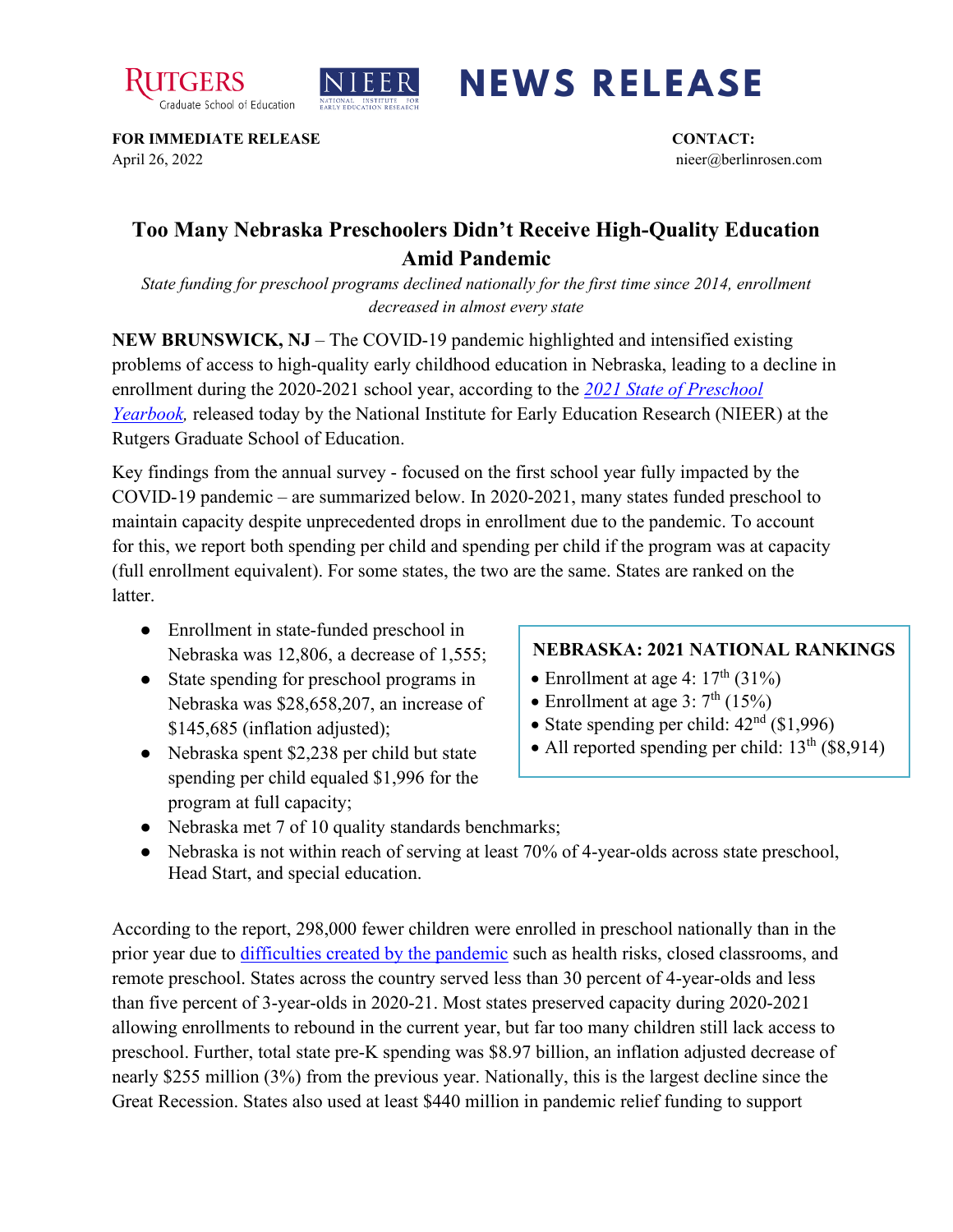RUTGERS Graduate School of Education | NIEER National Institute for Early Education Research

# NEWS RELEASE

**FOR IMMEDIATE RELEASE**
April 26, 2022

**CONTACT:**
nieer@berlinrosen.com

## Too Many Nebraska Preschoolers Didn't Receive High-Quality Education Amid Pandemic

*State funding for preschool programs declined nationally for the first time since 2014, enrollment decreased in almost every state*

**NEW BRUNSWICK, NJ** – The COVID-19 pandemic highlighted and intensified existing problems of access to high-quality early childhood education in Nebraska, leading to a decline in enrollment during the 2020-2021 school year, according to the *2021 State of Preschool Yearbook*, released today by the National Institute for Early Education Research (NIEER) at the Rutgers Graduate School of Education.

Key findings from the annual survey - focused on the first school year fully impacted by the COVID-19 pandemic – are summarized below. In 2020-2021, many states funded preschool to maintain capacity despite unprecedented drops in enrollment due to the pandemic. To account for this, we report both spending per child and spending per child if the program was at capacity (full enrollment equivalent). For some states, the two are the same. States are ranked on the latter.

- Enrollment in state-funded preschool in Nebraska was 12,806, a decrease of 1,555;
- State spending for preschool programs in Nebraska was $28,658,207, an increase of $145,685 (inflation adjusted);
- Nebraska spent $2,238 per child but state spending per child equaled $1,996 for the program at full capacity;
- Nebraska met 7 of 10 quality standards benchmarks;
- Nebraska is not within reach of serving at least 70% of 4-year-olds across state preschool, Head Start, and special education.

**NEBRASKA: 2021 NATIONAL RANKINGS**

- Enrollment at age 4: 17th (31%)
- Enrollment at age 3: 7th (15%)
- State spending per child: 42nd ($1,996)
- All reported spending per child: 13th ($8,914)

According to the report, 298,000 fewer children were enrolled in preschool nationally than in the prior year due to difficulties created by the pandemic such as health risks, closed classrooms, and remote preschool. States across the country served less than 30 percent of 4-year-olds and less than five percent of 3-year-olds in 2020-21. Most states preserved capacity during 2020-2021 allowing enrollments to rebound in the current year, but far too many children still lack access to preschool. Further, total state pre-K spending was $8.97 billion, an inflation adjusted decrease of nearly $255 million (3%) from the previous year. Nationally, this is the largest decline since the Great Recession. States also used at least $440 million in pandemic relief funding to support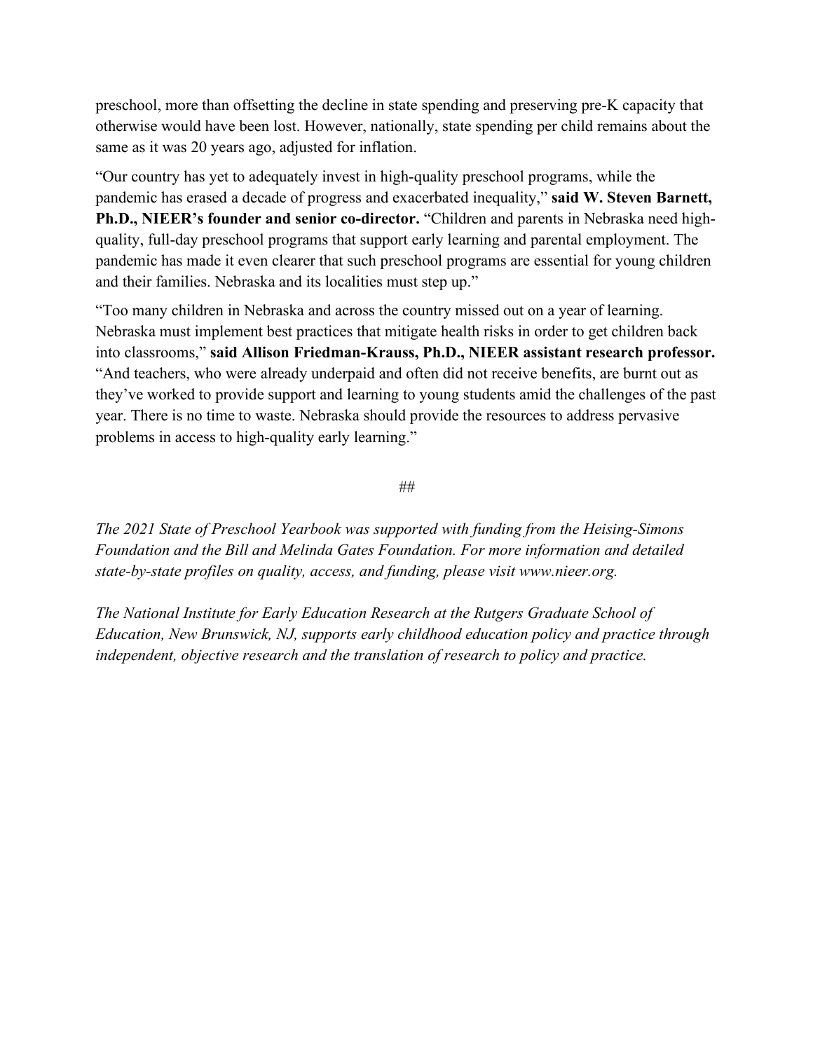preschool, more than offsetting the decline in state spending and preserving pre-K capacity that otherwise would have been lost. However, nationally, state spending per child remains about the same as it was 20 years ago, adjusted for inflation.

"Our country has yet to adequately invest in high-quality preschool programs, while the pandemic has erased a decade of progress and exacerbated inequality," **said W. Steven Barnett, Ph.D., NIEER's founder and senior co-director.** "Children and parents in Nebraska need high-quality, full-day preschool programs that support early learning and parental employment. The pandemic has made it even clearer that such preschool programs are essential for young children and their families. Nebraska and its localities must step up."

"Too many children in Nebraska and across the country missed out on a year of learning. Nebraska must implement best practices that mitigate health risks in order to get children back into classrooms," **said Allison Friedman-Krauss, Ph.D., NIEER assistant research professor.** "And teachers, who were already underpaid and often did not receive benefits, are burnt out as they've worked to provide support and learning to young students amid the challenges of the past year. There is no time to waste. Nebraska should provide the resources to address pervasive problems in access to high-quality early learning."

##

*The 2021 State of Preschool Yearbook was supported with funding from the Heising-Simons Foundation and the Bill and Melinda Gates Foundation. For more information and detailed state-by-state profiles on quality, access, and funding, please visit www.nieer.org.*

*The National Institute for Early Education Research at the Rutgers Graduate School of Education, New Brunswick, NJ, supports early childhood education policy and practice through independent, objective research and the translation of research to policy and practice.*